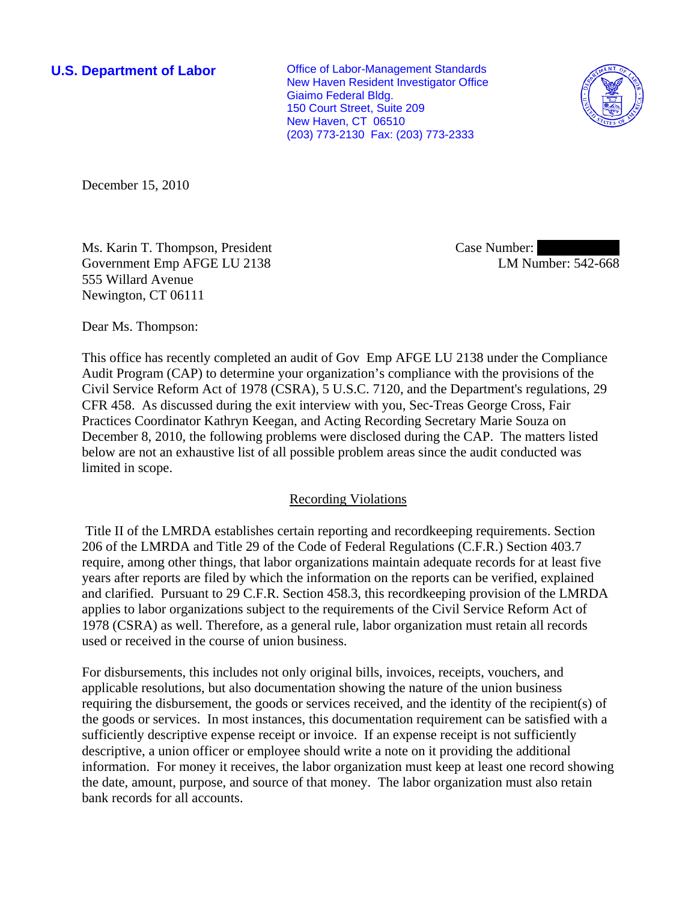**U.S. Department of Labor**

Office of Labor-Management Standards
New Haven Resident Investigator Office
Giaimo Federal Bldg.
150 Court Street, Suite 209
New Haven, CT 06510
(203) 773-2130 Fax: (203) 773-2333

December 15, 2010

Ms. Karin T. Thompson, President
Government Emp AFGE LU 2138
555 Willard Avenue
Newington, CT 06111

Case Number: [REDACTED]
LM Number: 542-668

Dear Ms. Thompson:

This office has recently completed an audit of Gov Emp AFGE LU 2138 under the Compliance Audit Program (CAP) to determine your organization's compliance with the provisions of the Civil Service Reform Act of 1978 (CSRA), 5 U.S.C. 7120, and the Department's regulations, 29 CFR 458. As discussed during the exit interview with you, Sec-Treas George Cross, Fair Practices Coordinator Kathryn Keegan, and Acting Recording Secretary Marie Souza on December 8, 2010, the following problems were disclosed during the CAP. The matters listed below are not an exhaustive list of all possible problem areas since the audit conducted was limited in scope.

## Recording Violations

Title II of the LMRDA establishes certain reporting and recordkeeping requirements. Section 206 of the LMRDA and Title 29 of the Code of Federal Regulations (C.F.R.) Section 403.7 require, among other things, that labor organizations maintain adequate records for at least five years after reports are filed by which the information on the reports can be verified, explained and clarified. Pursuant to 29 C.F.R. Section 458.3, this recordkeeping provision of the LMRDA applies to labor organizations subject to the requirements of the Civil Service Reform Act of 1978 (CSRA) as well. Therefore, as a general rule, labor organization must retain all records used or received in the course of union business.

For disbursements, this includes not only original bills, invoices, receipts, vouchers, and applicable resolutions, but also documentation showing the nature of the union business requiring the disbursement, the goods or services received, and the identity of the recipient(s) of the goods or services. In most instances, this documentation requirement can be satisfied with a sufficiently descriptive expense receipt or invoice. If an expense receipt is not sufficiently descriptive, a union officer or employee should write a note on it providing the additional information. For money it receives, the labor organization must keep at least one record showing the date, amount, purpose, and source of that money. The labor organization must also retain bank records for all accounts.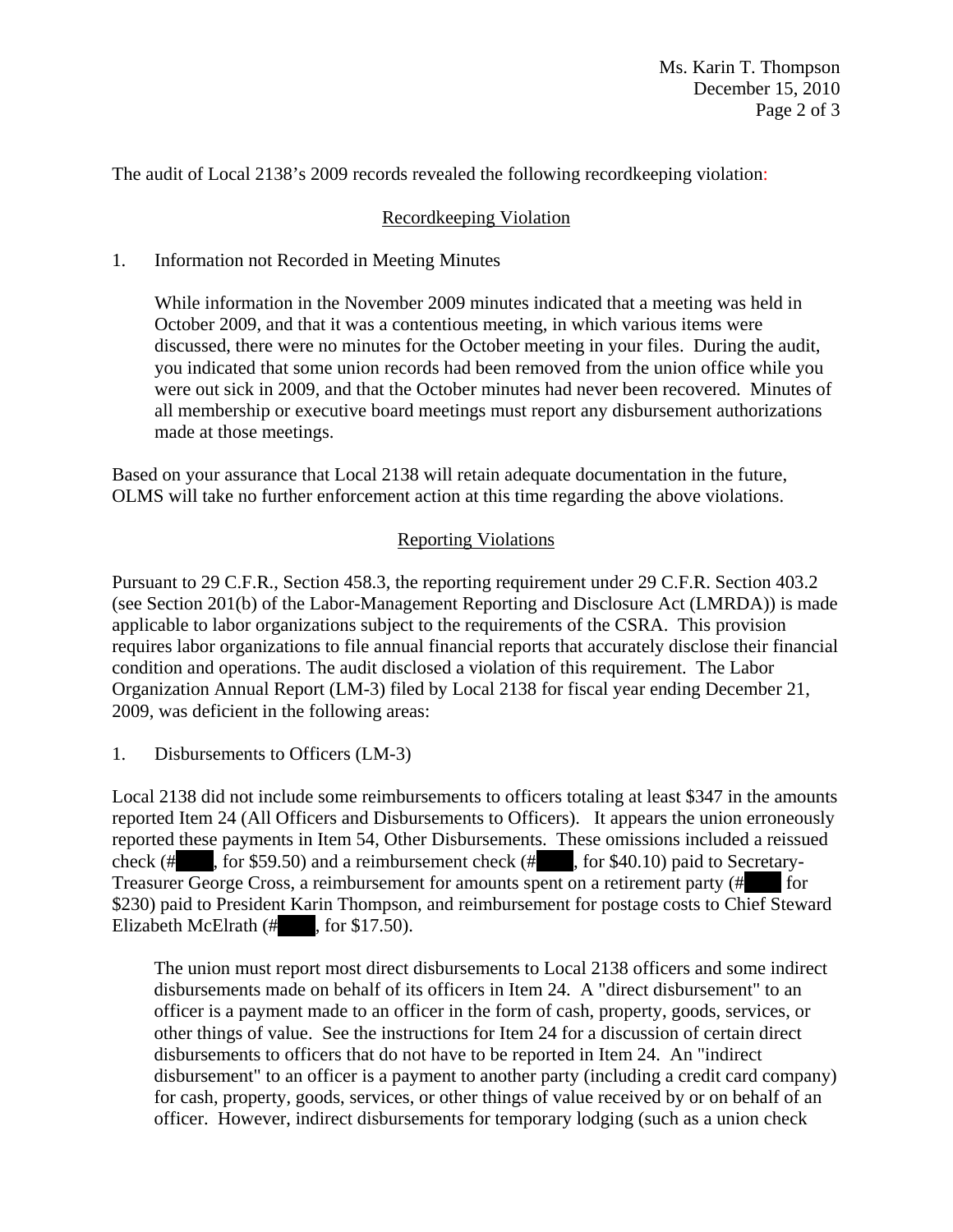The audit of Local 2138's 2009 records revealed the following recordkeeping violation:

## Recordkeeping Violation

1. Information not Recorded in Meeting Minutes

   While information in the November 2009 minutes indicated that a meeting was held in October 2009, and that it was a contentious meeting, in which various items were discussed, there were no minutes for the October meeting in your files. During the audit, you indicated that some union records had been removed from the union office while you were out sick in 2009, and that the October minutes had never been recovered. Minutes of all membership or executive board meetings must report any disbursement authorizations made at those meetings.

Based on your assurance that Local 2138 will retain adequate documentation in the future, OLMS will take no further enforcement action at this time regarding the above violations.

## Reporting Violations

Pursuant to 29 C.F.R., Section 458.3, the reporting requirement under 29 C.F.R. Section 403.2 (see Section 201(b) of the Labor-Management Reporting and Disclosure Act (LMRDA)) is made applicable to labor organizations subject to the requirements of the CSRA. This provision requires labor organizations to file annual financial reports that accurately disclose their financial condition and operations. The audit disclosed a violation of this requirement. The Labor Organization Annual Report (LM-3) filed by Local 2138 for fiscal year ending December 21, 2009, was deficient in the following areas:

1. Disbursements to Officers (LM-3)

Local 2138 did not include some reimbursements to officers totaling at least $347 in the amounts reported Item 24 (All Officers and Disbursements to Officers). It appears the union erroneously reported these payments in Item 54, Other Disbursements. These omissions included a reissued check (#█████, for $59.50) and a reimbursement check (#█████, for $40.10) paid to Secretary-Treasurer George Cross, a reimbursement for amounts spent on a retirement party (#█████ for $230) paid to President Karin Thompson, and reimbursement for postage costs to Chief Steward Elizabeth McElrath (#█████, for $17.50).

   The union must report most direct disbursements to Local 2138 officers and some indirect disbursements made on behalf of its officers in Item 24. A "direct disbursement" to an officer is a payment made to an officer in the form of cash, property, goods, services, or other things of value. See the instructions for Item 24 for a discussion of certain direct disbursements to officers that do not have to be reported in Item 24. An "indirect disbursement" to an officer is a payment to another party (including a credit card company) for cash, property, goods, services, or other things of value received by or on behalf of an officer. However, indirect disbursements for temporary lodging (such as a union check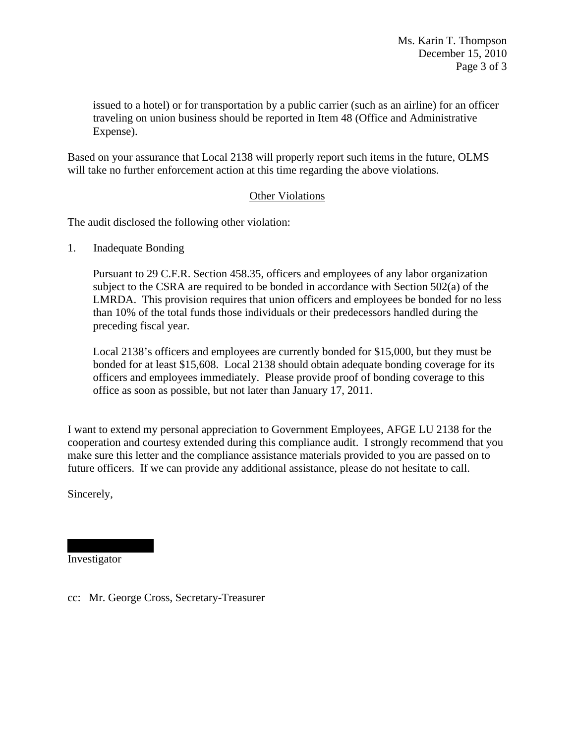issued to a hotel) or for transportation by a public carrier (such as an airline) for an officer traveling on union business should be reported in Item 48 (Office and Administrative Expense).

Based on your assurance that Local 2138 will properly report such items in the future, OLMS will take no further enforcement action at this time regarding the above violations.

## Other Violations

The audit disclosed the following other violation:

1. Inadequate Bonding

   Pursuant to 29 C.F.R. Section 458.35, officers and employees of any labor organization subject to the CSRA are required to be bonded in accordance with Section 502(a) of the LMRDA. This provision requires that union officers and employees be bonded for no less than 10% of the total funds those individuals or their predecessors handled during the preceding fiscal year.

   Local 2138's officers and employees are currently bonded for $15,000, but they must be bonded for at least $15,608. Local 2138 should obtain adequate bonding coverage for its officers and employees immediately. Please provide proof of bonding coverage to this office as soon as possible, but not later than January 17, 2011.

I want to extend my personal appreciation to Government Employees, AFGE LU 2138 for the cooperation and courtesy extended during this compliance audit. I strongly recommend that you make sure this letter and the compliance assistance materials provided to you are passed on to future officers. If we can provide any additional assistance, please do not hesitate to call.

Sincerely,

Investigator

cc: Mr. George Cross, Secretary-Treasurer